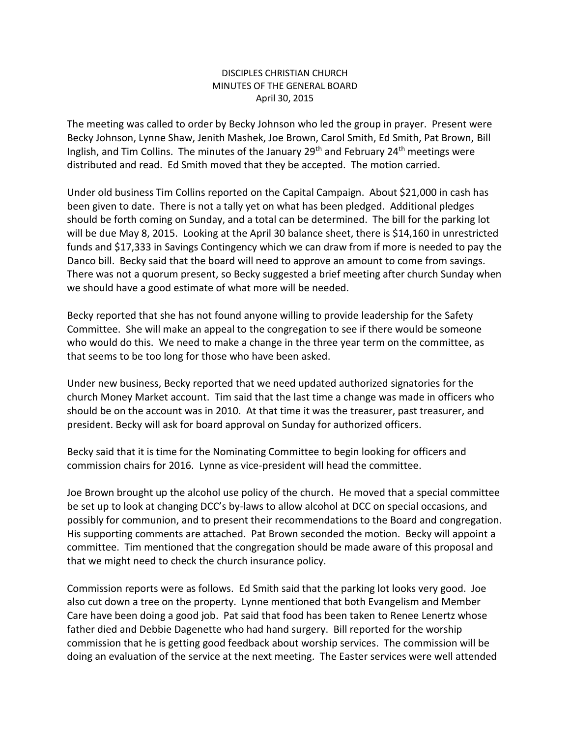# DISCIPLES CHRISTIAN CHURCH
## MINUTES OF THE GENERAL BOARD
### April 30, 2015

The meeting was called to order by Becky Johnson who led the group in prayer. Present were Becky Johnson, Lynne Shaw, Jenith Mashek, Joe Brown, Carol Smith, Ed Smith, Pat Brown, Bill Inglish, and Tim Collins. The minutes of the January 29th and February 24th meetings were distributed and read. Ed Smith moved that they be accepted. The motion carried.

Under old business Tim Collins reported on the Capital Campaign. About $21,000 in cash has been given to date. There is not a tally yet on what has been pledged. Additional pledges should be forth coming on Sunday, and a total can be determined. The bill for the parking lot will be due May 8, 2015. Looking at the April 30 balance sheet, there is $14,160 in unrestricted funds and $17,333 in Savings Contingency which we can draw from if more is needed to pay the Danco bill. Becky said that the board will need to approve an amount to come from savings. There was not a quorum present, so Becky suggested a brief meeting after church Sunday when we should have a good estimate of what more will be needed.

Becky reported that she has not found anyone willing to provide leadership for the Safety Committee. She will make an appeal to the congregation to see if there would be someone who would do this. We need to make a change in the three year term on the committee, as that seems to be too long for those who have been asked.

Under new business, Becky reported that we need updated authorized signatories for the church Money Market account. Tim said that the last time a change was made in officers who should be on the account was in 2010. At that time it was the treasurer, past treasurer, and president. Becky will ask for board approval on Sunday for authorized officers.

Becky said that it is time for the Nominating Committee to begin looking for officers and commission chairs for 2016. Lynne as vice-president will head the committee.

Joe Brown brought up the alcohol use policy of the church. He moved that a special committee be set up to look at changing DCC's by-laws to allow alcohol at DCC on special occasions, and possibly for communion, and to present their recommendations to the Board and congregation. His supporting comments are attached. Pat Brown seconded the motion. Becky will appoint a committee. Tim mentioned that the congregation should be made aware of this proposal and that we might need to check the church insurance policy.

Commission reports were as follows. Ed Smith said that the parking lot looks very good. Joe also cut down a tree on the property. Lynne mentioned that both Evangelism and Member Care have been doing a good job. Pat said that food has been taken to Renee Lenertz whose father died and Debbie Dagenette who had hand surgery. Bill reported for the worship commission that he is getting good feedback about worship services. The commission will be doing an evaluation of the service at the next meeting. The Easter services were well attended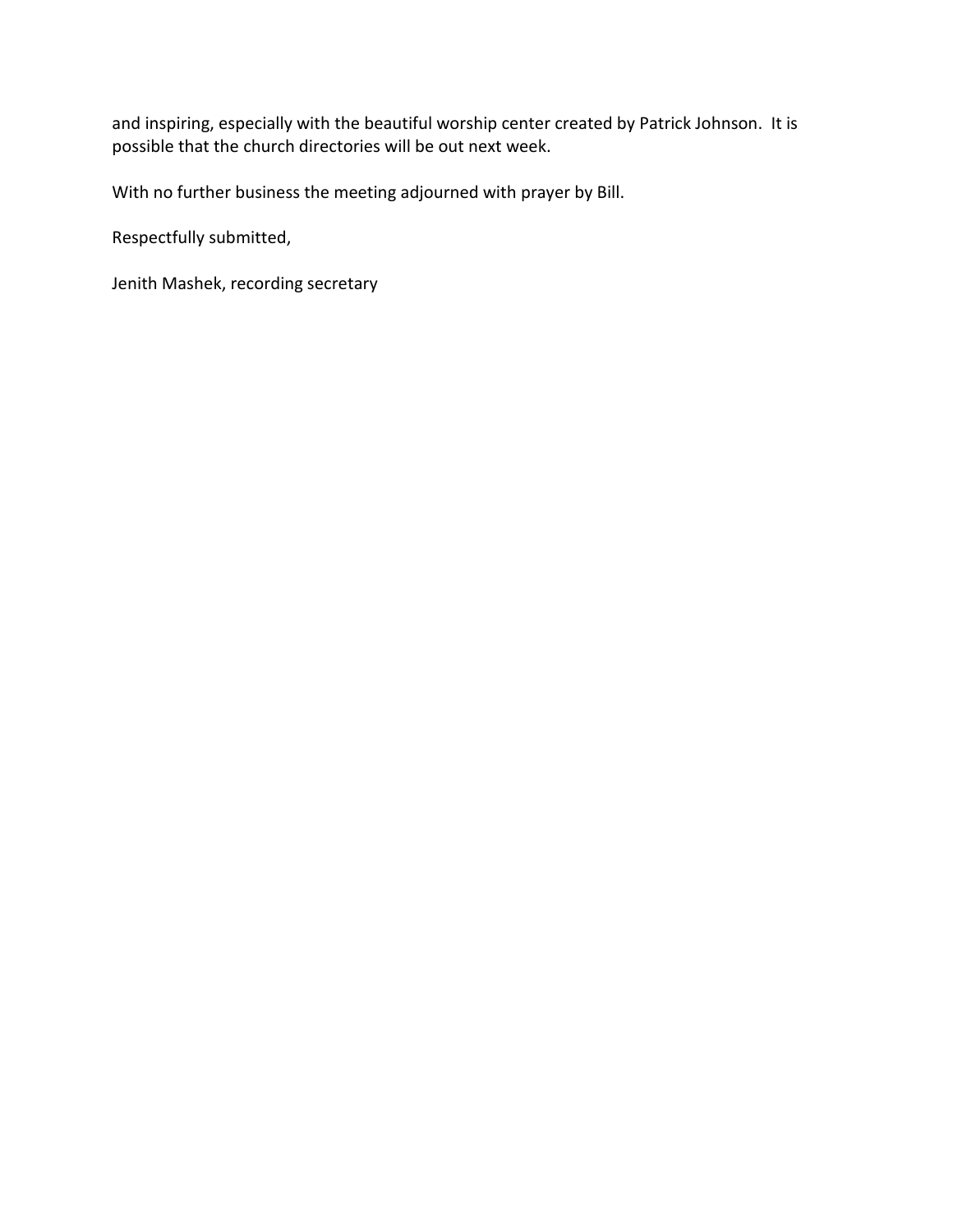and inspiring, especially with the beautiful worship center created by Patrick Johnson.  It is possible that the church directories will be out next week.

With no further business the meeting adjourned with prayer by Bill.

Respectfully submitted,

Jenith Mashek, recording secretary